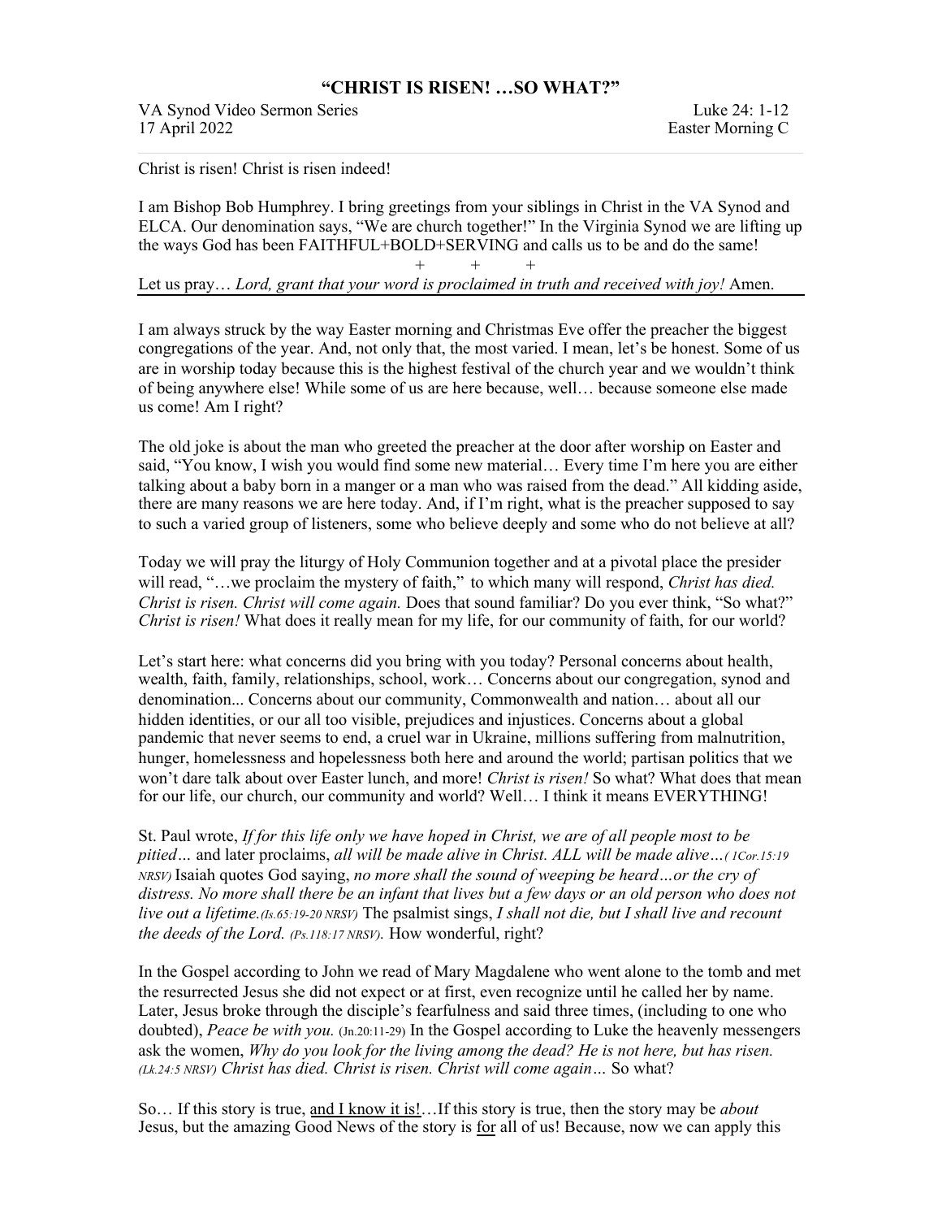# "CHRIST IS RISEN! …SO WHAT?"

VA Synod Video Sermon Series — Luke 24: 1-12
17 April 2022 — Easter Morning C

---

Christ is risen! Christ is risen indeed!

I am Bishop Bob Humphrey. I bring greetings from your siblings in Christ in the VA Synod and ELCA. Our denomination says, "We are church together!" In the Virginia Synod we are lifting up the ways God has been FAITHFUL+BOLD+SERVING and calls us to be and do the same!

\+ \+ \+

Let us pray… *Lord, grant that your word is proclaimed in truth and received with joy!* Amen.

---

I am always struck by the way Easter morning and Christmas Eve offer the preacher the biggest congregations of the year. And, not only that, the most varied. I mean, let's be honest. Some of us are in worship today because this is the highest festival of the church year and we wouldn't think of being anywhere else! While some of us are here because, well… because someone else made us come! Am I right?

The old joke is about the man who greeted the preacher at the door after worship on Easter and said, "You know, I wish you would find some new material… Every time I'm here you are either talking about a baby born in a manger or a man who was raised from the dead." All kidding aside, there are many reasons we are here today. And, if I'm right, what is the preacher supposed to say to such a varied group of listeners, some who believe deeply and some who do not believe at all?

Today we will pray the liturgy of Holy Communion together and at a pivotal place the presider will read, "…we proclaim the mystery of faith," to which many will respond, *Christ has died. Christ is risen. Christ will come again.* Does that sound familiar? Do you ever think, "So what?" *Christ is risen!* What does it really mean for my life, for our community of faith, for our world?

Let's start here: what concerns did you bring with you today? Personal concerns about health, wealth, faith, family, relationships, school, work… Concerns about our congregation, synod and denomination... Concerns about our community, Commonwealth and nation… about all our hidden identities, or our all too visible, prejudices and injustices. Concerns about a global pandemic that never seems to end, a cruel war in Ukraine, millions suffering from malnutrition, hunger, homelessness and hopelessness both here and around the world; partisan politics that we won't dare talk about over Easter lunch, and more! *Christ is risen!* So what? What does that mean for our life, our church, our community and world? Well… I think it means EVERYTHING!

St. Paul wrote, *If for this life only we have hoped in Christ, we are of all people most to be pitied…* and later proclaims, *all will be made alive in Christ. ALL will be made alive…( 1Cor.15:19 NRSV)* Isaiah quotes God saying, *no more shall the sound of weeping be heard…or the cry of distress. No more shall there be an infant that lives but a few days or an old person who does not live out a lifetime.(Is.65:19-20 NRSV)* The psalmist sings, *I shall not die, but I shall live and recount the deeds of the Lord. (Ps.118:17 NRSV).* How wonderful, right?

In the Gospel according to John we read of Mary Magdalene who went alone to the tomb and met the resurrected Jesus she did not expect or at first, even recognize until he called her by name. Later, Jesus broke through the disciple's fearfulness and said three times, (including to one who doubted), *Peace be with you.* (Jn.20:11-29) In the Gospel according to Luke the heavenly messengers ask the women, *Why do you look for the living among the dead? He is not here, but has risen. (Lk.24:5 NRSV) Christ has died. Christ is risen. Christ will come again…* So what?

So… If this story is true, <u>and I know it is!</u>…If this story is true, then the story may be *about* Jesus, but the amazing Good News of the story is <u>for</u> all of us! Because, now we can apply this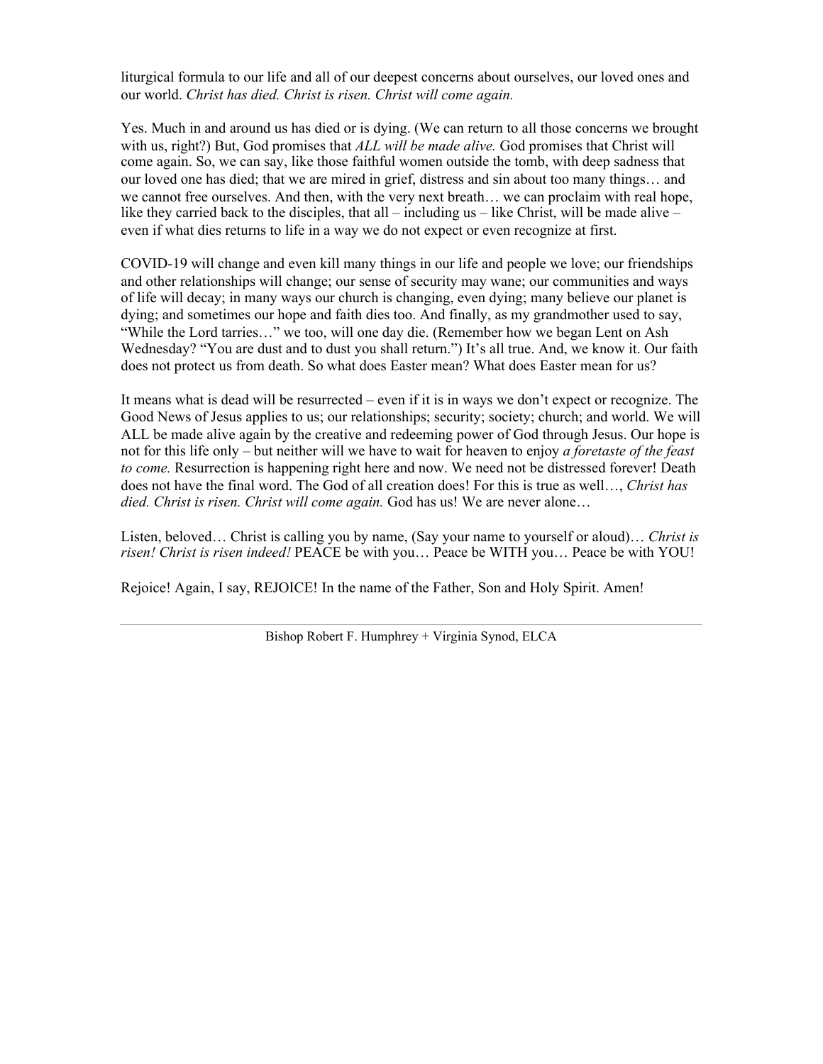liturgical formula to our life and all of our deepest concerns about ourselves, our loved ones and our world. *Christ has died. Christ is risen. Christ will come again.*

Yes. Much in and around us has died or is dying. (We can return to all those concerns we brought with us, right?) But, God promises that *ALL will be made alive.* God promises that Christ will come again. So, we can say, like those faithful women outside the tomb, with deep sadness that our loved one has died; that we are mired in grief, distress and sin about too many things… and we cannot free ourselves. And then, with the very next breath… we can proclaim with real hope, like they carried back to the disciples, that all – including us – like Christ, will be made alive – even if what dies returns to life in a way we do not expect or even recognize at first.

COVID-19 will change and even kill many things in our life and people we love; our friendships and other relationships will change; our sense of security may wane; our communities and ways of life will decay; in many ways our church is changing, even dying; many believe our planet is dying; and sometimes our hope and faith dies too. And finally, as my grandmother used to say, "While the Lord tarries…" we too, will one day die. (Remember how we began Lent on Ash Wednesday? "You are dust and to dust you shall return.") It's all true. And, we know it. Our faith does not protect us from death. So what does Easter mean? What does Easter mean for us?

It means what is dead will be resurrected – even if it is in ways we don't expect or recognize. The Good News of Jesus applies to us; our relationships; security; society; church; and world. We will ALL be made alive again by the creative and redeeming power of God through Jesus. Our hope is not for this life only – but neither will we have to wait for heaven to enjoy *a foretaste of the feast to come.* Resurrection is happening right here and now. We need not be distressed forever! Death does not have the final word. The God of all creation does! For this is true as well…, *Christ has died. Christ is risen. Christ will come again.* God has us! We are never alone…

Listen, beloved… Christ is calling you by name, (Say your name to yourself or aloud)… *Christ is risen! Christ is risen indeed!* PEACE be with you… Peace be WITH you… Peace be with YOU!

Rejoice! Again, I say, REJOICE! In the name of the Father, Son and Holy Spirit. Amen!

---

Bishop Robert F. Humphrey + Virginia Synod, ELCA